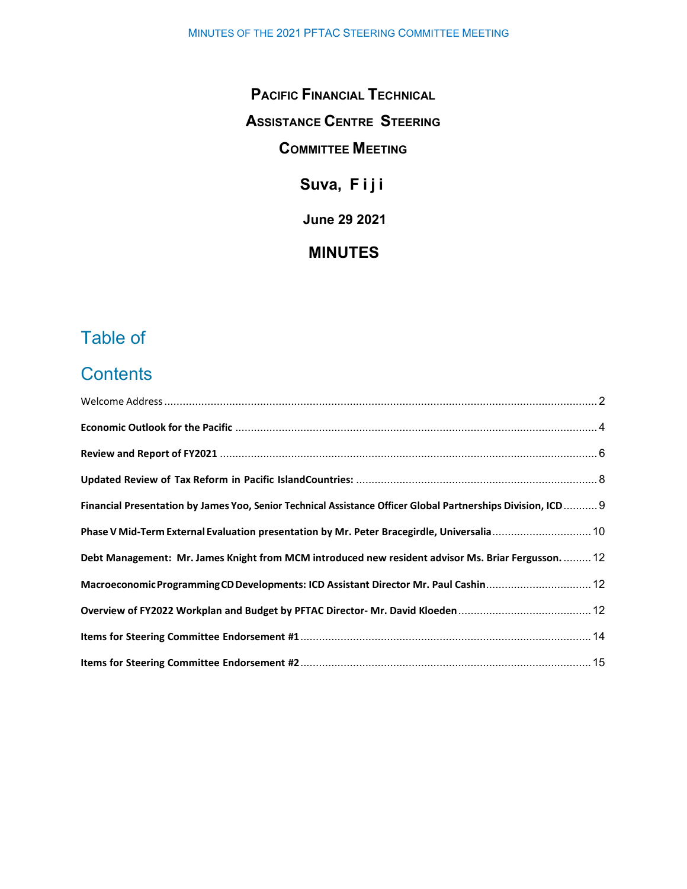# Pacific Financial Technical Assistance Centre Steering Committee Meeting

## Suva, Fiji

### June 29 2021

## MINUTES

## Table of Contents

Welcome Address ........ 2

**Economic Outlook for the Pacific** ........ 4

**Review and Report of FY2021** ........ 6

**Updated Review of Tax Reform in Pacific IslandCountries:** ........ 8

**Financial Presentation by James Yoo, Senior Technical Assistance Officer Global Partnerships Division, ICD** ........ 9

**Phase V Mid-Term External Evaluation presentation by Mr. Peter Bracegirdle, Universalia** ........ 10

**Debt Management: Mr. James Knight from MCM introduced new resident advisor Ms. Briar Fergusson.** ........ 12

**Macroeconomic Programming CD Developments: ICD Assistant Director Mr. Paul Cashin** ........ 12

**Overview of FY2022 Workplan and Budget by PFTAC Director- Mr. David Kloeden** ........ 12

**Items for Steering Committee Endorsement #1** ........ 14

**Items for Steering Committee Endorsement #2** ........ 15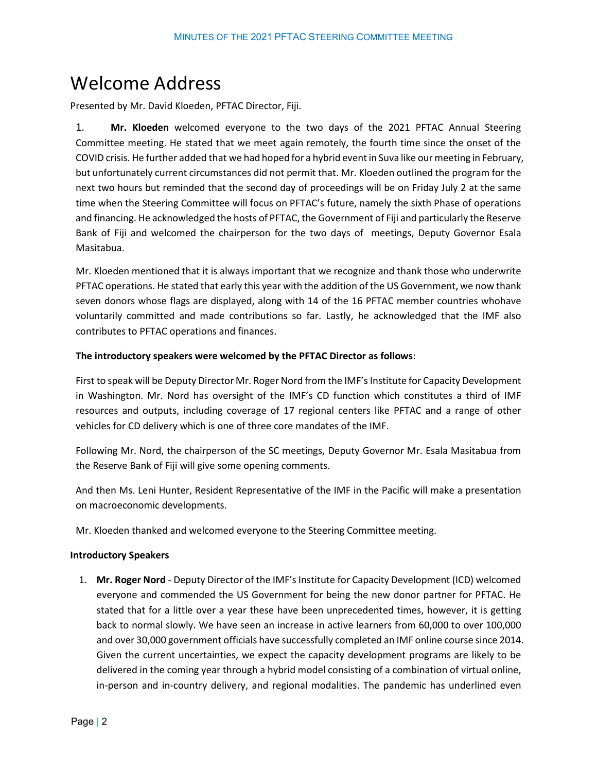# Welcome Address

Presented by Mr. David Kloeden, PFTAC Director, Fiji.

1. **Mr. Kloeden** welcomed everyone to the two days of the 2021 PFTAC Annual Steering Committee meeting. He stated that we meet again remotely, the fourth time since the onset of the COVID crisis. He further added that we had hoped for a hybrid event in Suva like our meeting in February, but unfortunately current circumstances did not permit that. Mr. Kloeden outlined the program for the next two hours but reminded that the second day of proceedings will be on Friday July 2 at the same time when the Steering Committee will focus on PFTAC's future, namely the sixth Phase of operations and financing. He acknowledged the hosts of PFTAC, the Government of Fiji and particularly the Reserve Bank of Fiji and welcomed the chairperson for the two days of meetings, Deputy Governor Esala Masitabua.

Mr. Kloeden mentioned that it is always important that we recognize and thank those who underwrite PFTAC operations. He stated that early this year with the addition of the US Government, we now thank seven donors whose flags are displayed, along with 14 of the 16 PFTAC member countries whohave voluntarily committed and made contributions so far. Lastly, he acknowledged that the IMF also contributes to PFTAC operations and finances.

**The introductory speakers were welcomed by the PFTAC Director as follows**:

First to speak will be Deputy Director Mr. Roger Nord from the IMF's Institute for Capacity Development in Washington. Mr. Nord has oversight of the IMF's CD function which constitutes a third of IMF resources and outputs, including coverage of 17 regional centers like PFTAC and a range of other vehicles for CD delivery which is one of three core mandates of the IMF.

Following Mr. Nord, the chairperson of the SC meetings, Deputy Governor Mr. Esala Masitabua from the Reserve Bank of Fiji will give some opening comments.

And then Ms. Leni Hunter, Resident Representative of the IMF in the Pacific will make a presentation on macroeconomic developments.

Mr. Kloeden thanked and welcomed everyone to the Steering Committee meeting.

**Introductory Speakers**

1. **Mr. Roger Nord** - Deputy Director of the IMF's Institute for Capacity Development (ICD) welcomed everyone and commended the US Government for being the new donor partner for PFTAC. He stated that for a little over a year these have been unprecedented times, however, it is getting back to normal slowly. We have seen an increase in active learners from 60,000 to over 100,000 and over 30,000 government officials have successfully completed an IMF online course since 2014. Given the current uncertainties, we expect the capacity development programs are likely to be delivered in the coming year through a hybrid model consisting of a combination of virtual online, in-person and in-country delivery, and regional modalities. The pandemic has underlined even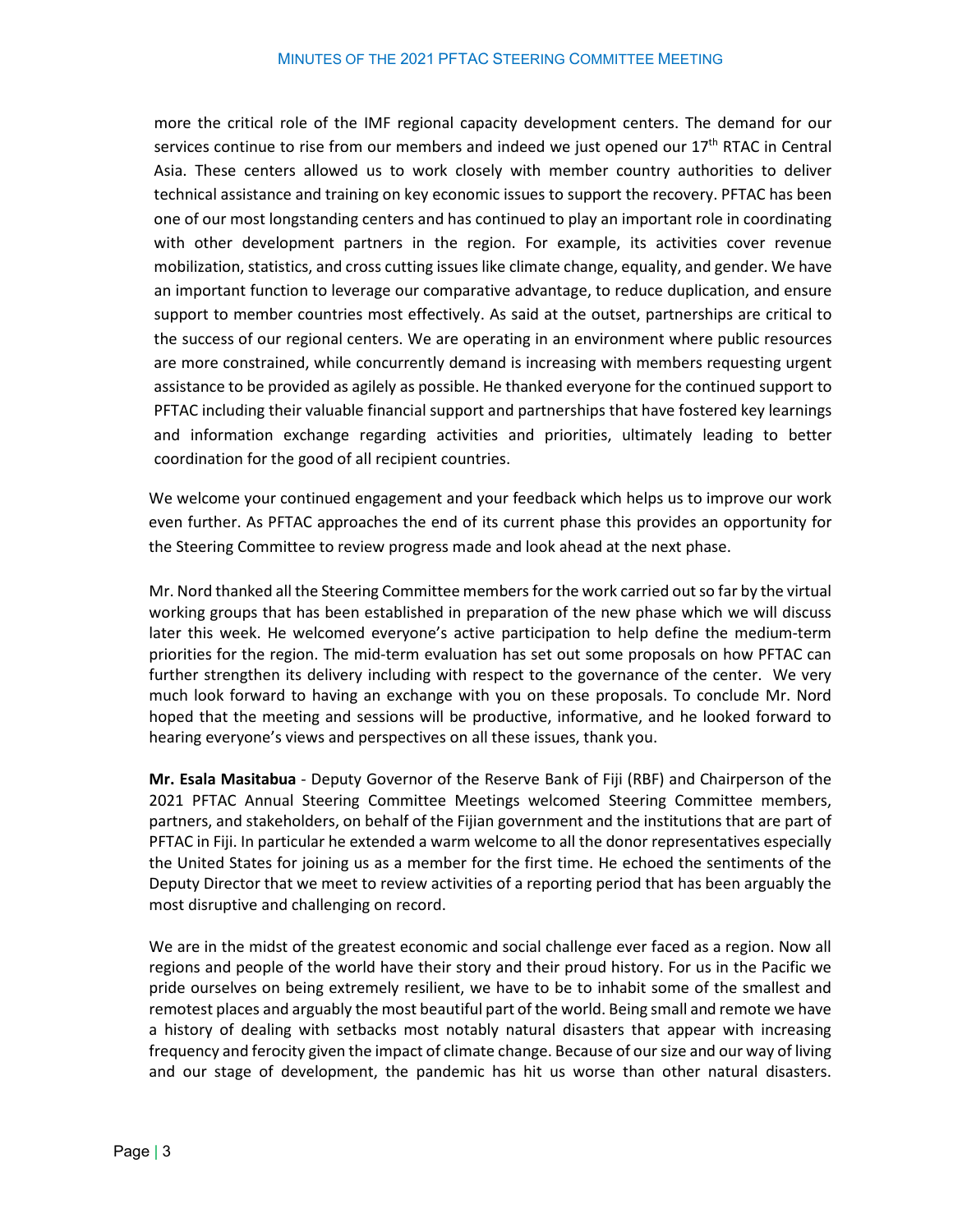more the critical role of the IMF regional capacity development centers. The demand for our services continue to rise from our members and indeed we just opened our 17th RTAC in Central Asia. These centers allowed us to work closely with member country authorities to deliver technical assistance and training on key economic issues to support the recovery. PFTAC has been one of our most longstanding centers and has continued to play an important role in coordinating with other development partners in the region. For example, its activities cover revenue mobilization, statistics, and cross cutting issues like climate change, equality, and gender. We have an important function to leverage our comparative advantage, to reduce duplication, and ensure support to member countries most effectively. As said at the outset, partnerships are critical to the success of our regional centers. We are operating in an environment where public resources are more constrained, while concurrently demand is increasing with members requesting urgent assistance to be provided as agilely as possible. He thanked everyone for the continued support to PFTAC including their valuable financial support and partnerships that have fostered key learnings and information exchange regarding activities and priorities, ultimately leading to better coordination for the good of all recipient countries.

We welcome your continued engagement and your feedback which helps us to improve our work even further. As PFTAC approaches the end of its current phase this provides an opportunity for the Steering Committee to review progress made and look ahead at the next phase.

Mr. Nord thanked all the Steering Committee members for the work carried out so far by the virtual working groups that has been established in preparation of the new phase which we will discuss later this week. He welcomed everyone's active participation to help define the medium-term priorities for the region. The mid-term evaluation has set out some proposals on how PFTAC can further strengthen its delivery including with respect to the governance of the center. We very much look forward to having an exchange with you on these proposals. To conclude Mr. Nord hoped that the meeting and sessions will be productive, informative, and he looked forward to hearing everyone's views and perspectives on all these issues, thank you.

**Mr. Esala Masitabua** - Deputy Governor of the Reserve Bank of Fiji (RBF) and Chairperson of the 2021 PFTAC Annual Steering Committee Meetings welcomed Steering Committee members, partners, and stakeholders, on behalf of the Fijian government and the institutions that are part of PFTAC in Fiji. In particular he extended a warm welcome to all the donor representatives especially the United States for joining us as a member for the first time. He echoed the sentiments of the Deputy Director that we meet to review activities of a reporting period that has been arguably the most disruptive and challenging on record.

We are in the midst of the greatest economic and social challenge ever faced as a region. Now all regions and people of the world have their story and their proud history. For us in the Pacific we pride ourselves on being extremely resilient, we have to be to inhabit some of the smallest and remotest places and arguably the most beautiful part of the world. Being small and remote we have a history of dealing with setbacks most notably natural disasters that appear with increasing frequency and ferocity given the impact of climate change. Because of our size and our way of living and our stage of development, the pandemic has hit us worse than other natural disasters.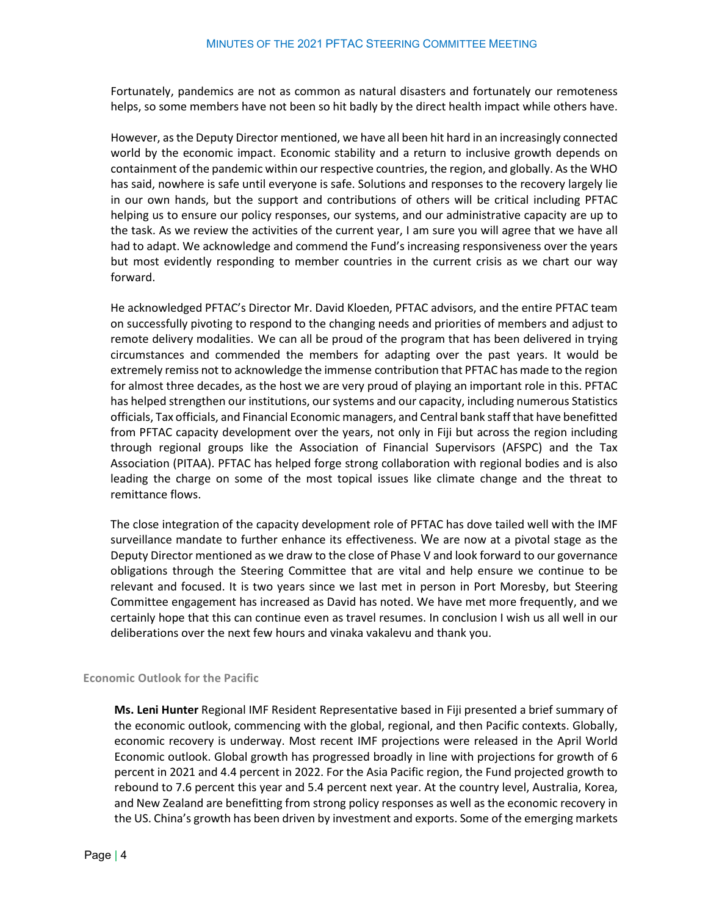Fortunately, pandemics are not as common as natural disasters and fortunately our remoteness helps, so some members have not been so hit badly by the direct health impact while others have.

However, as the Deputy Director mentioned, we have all been hit hard in an increasingly connected world by the economic impact. Economic stability and a return to inclusive growth depends on containment of the pandemic within our respective countries, the region, and globally. As the WHO has said, nowhere is safe until everyone is safe. Solutions and responses to the recovery largely lie in our own hands, but the support and contributions of others will be critical including PFTAC helping us to ensure our policy responses, our systems, and our administrative capacity are up to the task. As we review the activities of the current year, I am sure you will agree that we have all had to adapt. We acknowledge and commend the Fund's increasing responsiveness over the years but most evidently responding to member countries in the current crisis as we chart our way forward.

He acknowledged PFTAC's Director Mr. David Kloeden, PFTAC advisors, and the entire PFTAC team on successfully pivoting to respond to the changing needs and priorities of members and adjust to remote delivery modalities. We can all be proud of the program that has been delivered in trying circumstances and commended the members for adapting over the past years. It would be extremely remiss not to acknowledge the immense contribution that PFTAC has made to the region for almost three decades, as the host we are very proud of playing an important role in this. PFTAC has helped strengthen our institutions, our systems and our capacity, including numerous Statistics officials, Tax officials, and Financial Economic managers, and Central bank staff that have benefitted from PFTAC capacity development over the years, not only in Fiji but across the region including through regional groups like the Association of Financial Supervisors (AFSPC) and the Tax Association (PITAA). PFTAC has helped forge strong collaboration with regional bodies and is also leading the charge on some of the most topical issues like climate change and the threat to remittance flows.

The close integration of the capacity development role of PFTAC has dove tailed well with the IMF surveillance mandate to further enhance its effectiveness. We are now at a pivotal stage as the Deputy Director mentioned as we draw to the close of Phase V and look forward to our governance obligations through the Steering Committee that are vital and help ensure we continue to be relevant and focused. It is two years since we last met in person in Port Moresby, but Steering Committee engagement has increased as David has noted. We have met more frequently, and we certainly hope that this can continue even as travel resumes. In conclusion I wish us all well in our deliberations over the next few hours and vinaka vakalevu and thank you.

## Economic Outlook for the Pacific

**Ms. Leni Hunter** Regional IMF Resident Representative based in Fiji presented a brief summary of the economic outlook, commencing with the global, regional, and then Pacific contexts. Globally, economic recovery is underway. Most recent IMF projections were released in the April World Economic outlook. Global growth has progressed broadly in line with projections for growth of 6 percent in 2021 and 4.4 percent in 2022. For the Asia Pacific region, the Fund projected growth to rebound to 7.6 percent this year and 5.4 percent next year. At the country level, Australia, Korea, and New Zealand are benefitting from strong policy responses as well as the economic recovery in the US. China's growth has been driven by investment and exports. Some of the emerging markets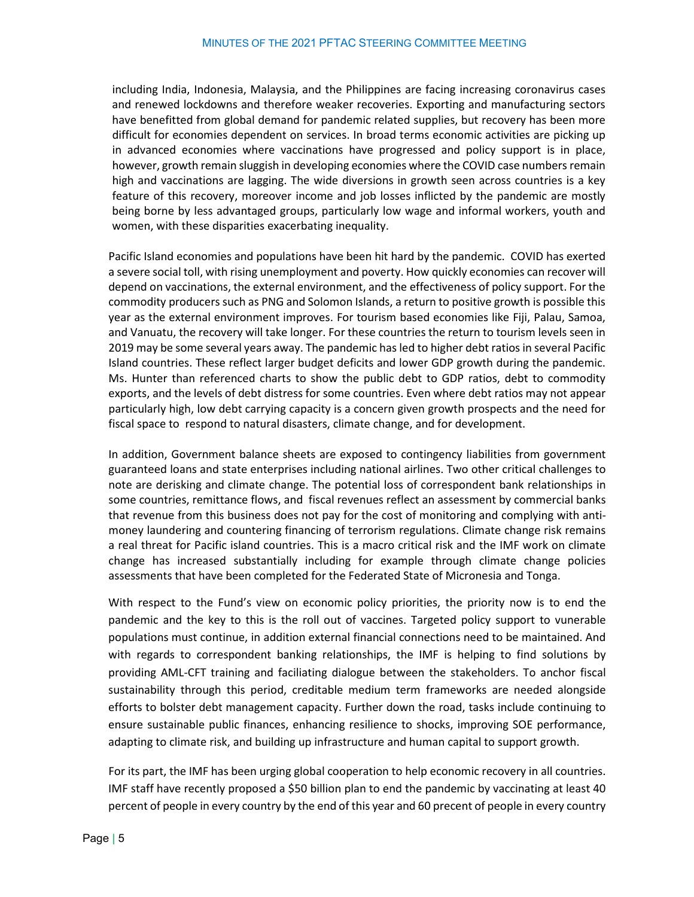including India, Indonesia, Malaysia, and the Philippines are facing increasing coronavirus cases and renewed lockdowns and therefore weaker recoveries. Exporting and manufacturing sectors have benefitted from global demand for pandemic related supplies, but recovery has been more difficult for economies dependent on services. In broad terms economic activities are picking up in advanced economies where vaccinations have progressed and policy support is in place, however, growth remain sluggish in developing economies where the COVID case numbers remain high and vaccinations are lagging. The wide diversions in growth seen across countries is a key feature of this recovery, moreover income and job losses inflicted by the pandemic are mostly being borne by less advantaged groups, particularly low wage and informal workers, youth and women, with these disparities exacerbating inequality.

Pacific Island economies and populations have been hit hard by the pandemic. COVID has exerted a severe social toll, with rising unemployment and poverty. How quickly economies can recover will depend on vaccinations, the external environment, and the effectiveness of policy support. For the commodity producers such as PNG and Solomon Islands, a return to positive growth is possible this year as the external environment improves. For tourism based economies like Fiji, Palau, Samoa, and Vanuatu, the recovery will take longer. For these countries the return to tourism levels seen in 2019 may be some several years away. The pandemic has led to higher debt ratios in several Pacific Island countries. These reflect larger budget deficits and lower GDP growth during the pandemic. Ms. Hunter than referenced charts to show the public debt to GDP ratios, debt to commodity exports, and the levels of debt distress for some countries. Even where debt ratios may not appear particularly high, low debt carrying capacity is a concern given growth prospects and the need for fiscal space to respond to natural disasters, climate change, and for development.

In addition, Government balance sheets are exposed to contingency liabilities from government guaranteed loans and state enterprises including national airlines. Two other critical challenges to note are derisking and climate change. The potential loss of correspondent bank relationships in some countries, remittance flows, and fiscal revenues reflect an assessment by commercial banks that revenue from this business does not pay for the cost of monitoring and complying with anti-money laundering and countering financing of terrorism regulations. Climate change risk remains a real threat for Pacific island countries. This is a macro critical risk and the IMF work on climate change has increased substantially including for example through climate change policies assessments that have been completed for the Federated State of Micronesia and Tonga.

With respect to the Fund's view on economic policy priorities, the priority now is to end the pandemic and the key to this is the roll out of vaccines. Targeted policy support to vunerable populations must continue, in addition external financial connections need to be maintained. And with regards to correspondent banking relationships, the IMF is helping to find solutions by providing AML-CFT training and faciliating dialogue between the stakeholders. To anchor fiscal sustainability through this period, creditable medium term frameworks are needed alongside efforts to bolster debt management capacity. Further down the road, tasks include continuing to ensure sustainable public finances, enhancing resilience to shocks, improving SOE performance, adapting to climate risk, and building up infrastructure and human capital to support growth.

For its part, the IMF has been urging global cooperation to help economic recovery in all countries. IMF staff have recently proposed a $50 billion plan to end the pandemic by vaccinating at least 40 percent of people in every country by the end of this year and 60 precent of people in every country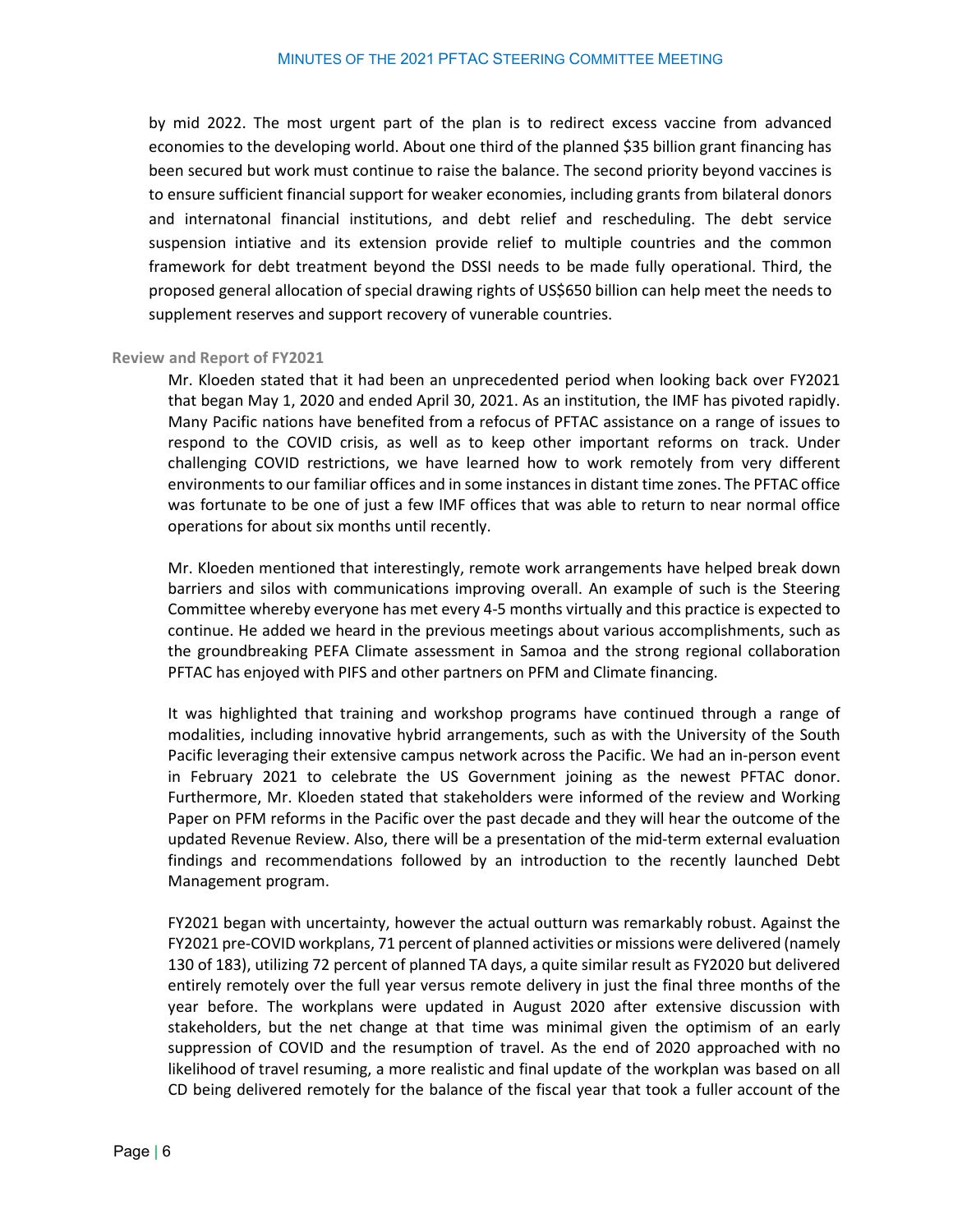by mid 2022. The most urgent part of the plan is to redirect excess vaccine from advanced economies to the developing world. About one third of the planned $35 billion grant financing has been secured but work must continue to raise the balance. The second priority beyond vaccines is to ensure sufficient financial support for weaker economies, including grants from bilateral donors and internatonal financial institutions, and debt relief and rescheduling. The debt service suspension intiative and its extension provide relief to multiple countries and the common framework for debt treatment beyond the DSSI needs to be made fully operational. Third, the proposed general allocation of special drawing rights of US$650 billion can help meet the needs to supplement reserves and support recovery of vunerable countries.

**Review and Report of FY2021**

Mr. Kloeden stated that it had been an unprecedented period when looking back over FY2021 that began May 1, 2020 and ended April 30, 2021. As an institution, the IMF has pivoted rapidly. Many Pacific nations have benefited from a refocus of PFTAC assistance on a range of issues to respond to the COVID crisis, as well as to keep other important reforms on track. Under challenging COVID restrictions, we have learned how to work remotely from very different environments to our familiar offices and in some instances in distant time zones. The PFTAC office was fortunate to be one of just a few IMF offices that was able to return to near normal office operations for about six months until recently.

Mr. Kloeden mentioned that interestingly, remote work arrangements have helped break down barriers and silos with communications improving overall. An example of such is the Steering Committee whereby everyone has met every 4-5 months virtually and this practice is expected to continue. He added we heard in the previous meetings about various accomplishments, such as the groundbreaking PEFA Climate assessment in Samoa and the strong regional collaboration PFTAC has enjoyed with PIFS and other partners on PFM and Climate financing.

It was highlighted that training and workshop programs have continued through a range of modalities, including innovative hybrid arrangements, such as with the University of the South Pacific leveraging their extensive campus network across the Pacific. We had an in-person event in February 2021 to celebrate the US Government joining as the newest PFTAC donor. Furthermore, Mr. Kloeden stated that stakeholders were informed of the review and Working Paper on PFM reforms in the Pacific over the past decade and they will hear the outcome of the updated Revenue Review. Also, there will be a presentation of the mid-term external evaluation findings and recommendations followed by an introduction to the recently launched Debt Management program.

FY2021 began with uncertainty, however the actual outturn was remarkably robust. Against the FY2021 pre-COVID workplans, 71 percent of planned activities or missions were delivered (namely 130 of 183), utilizing 72 percent of planned TA days, a quite similar result as FY2020 but delivered entirely remotely over the full year versus remote delivery in just the final three months of the year before. The workplans were updated in August 2020 after extensive discussion with stakeholders, but the net change at that time was minimal given the optimism of an early suppression of COVID and the resumption of travel. As the end of 2020 approached with no likelihood of travel resuming, a more realistic and final update of the workplan was based on all CD being delivered remotely for the balance of the fiscal year that took a fuller account of the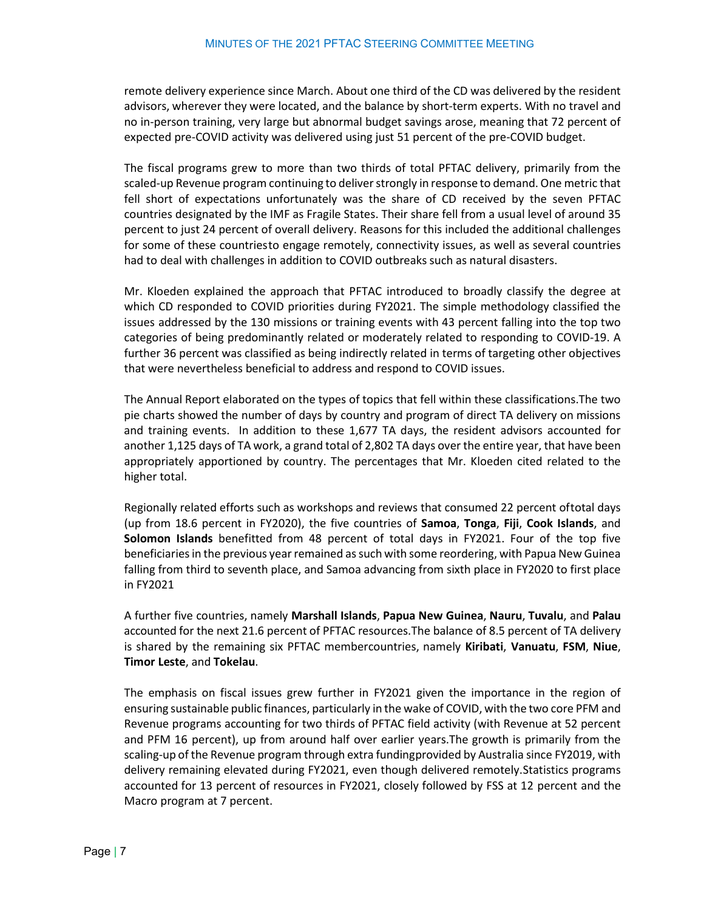remote delivery experience since March. About one third of the CD was delivered by the resident advisors, wherever they were located, and the balance by short-term experts. With no travel and no in-person training, very large but abnormal budget savings arose, meaning that 72 percent of expected pre-COVID activity was delivered using just 51 percent of the pre-COVID budget.

The fiscal programs grew to more than two thirds of total PFTAC delivery, primarily from the scaled-up Revenue program continuing to deliver strongly in response to demand. One metric that fell short of expectations unfortunately was the share of CD received by the seven PFTAC countries designated by the IMF as Fragile States. Their share fell from a usual level of around 35 percent to just 24 percent of overall delivery. Reasons for this included the additional challenges for some of these countriesto engage remotely, connectivity issues, as well as several countries had to deal with challenges in addition to COVID outbreaks such as natural disasters.

Mr. Kloeden explained the approach that PFTAC introduced to broadly classify the degree at which CD responded to COVID priorities during FY2021. The simple methodology classified the issues addressed by the 130 missions or training events with 43 percent falling into the top two categories of being predominantly related or moderately related to responding to COVID-19. A further 36 percent was classified as being indirectly related in terms of targeting other objectives that were nevertheless beneficial to address and respond to COVID issues.

The Annual Report elaborated on the types of topics that fell within these classifications.The two pie charts showed the number of days by country and program of direct TA delivery on missions and training events. In addition to these 1,677 TA days, the resident advisors accounted for another 1,125 days of TA work, a grand total of 2,802 TA days over the entire year, that have been appropriately apportioned by country. The percentages that Mr. Kloeden cited related to the higher total.

Regionally related efforts such as workshops and reviews that consumed 22 percent oftotal days (up from 18.6 percent in FY2020), the five countries of **Samoa**, **Tonga**, **Fiji**, **Cook Islands**, and **Solomon Islands** benefitted from 48 percent of total days in FY2021. Four of the top five beneficiaries in the previous year remained as such with some reordering, with Papua New Guinea falling from third to seventh place, and Samoa advancing from sixth place in FY2020 to first place in FY2021

A further five countries, namely **Marshall Islands**, **Papua New Guinea**, **Nauru**, **Tuvalu**, and **Palau** accounted for the next 21.6 percent of PFTAC resources.The balance of 8.5 percent of TA delivery is shared by the remaining six PFTAC membercountries, namely **Kiribati**, **Vanuatu**, **FSM**, **Niue**, **Timor Leste**, and **Tokelau**.

The emphasis on fiscal issues grew further in FY2021 given the importance in the region of ensuring sustainable public finances, particularly in the wake of COVID, with the two core PFM and Revenue programs accounting for two thirds of PFTAC field activity (with Revenue at 52 percent and PFM 16 percent), up from around half over earlier years.The growth is primarily from the scaling-up of the Revenue program through extra fundingprovided by Australia since FY2019, with delivery remaining elevated during FY2021, even though delivered remotely.Statistics programs accounted for 13 percent of resources in FY2021, closely followed by FSS at 12 percent and the Macro program at 7 percent.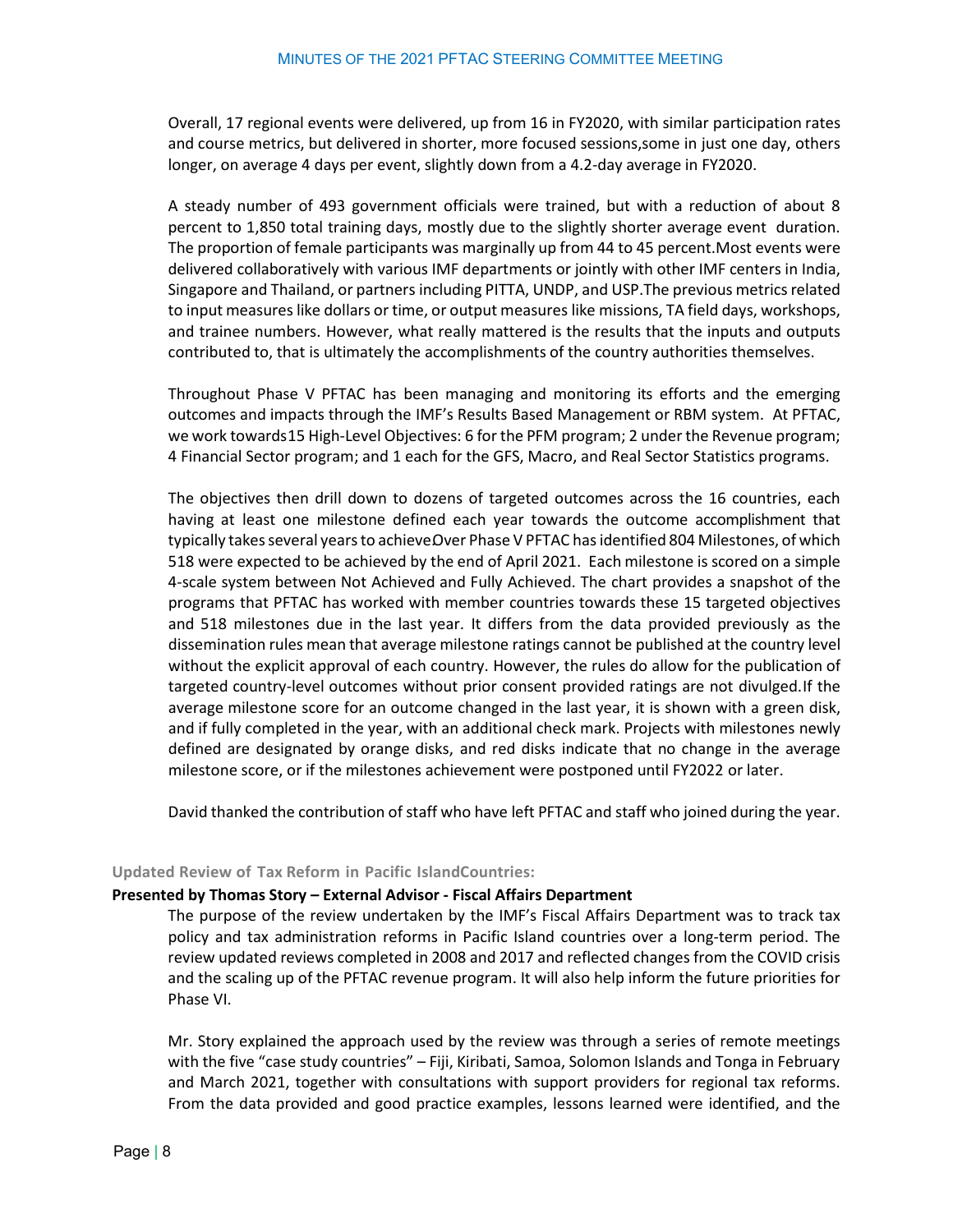Overall, 17 regional events were delivered, up from 16 in FY2020, with similar participation rates and course metrics, but delivered in shorter, more focused sessions,some in just one day, others longer, on average 4 days per event, slightly down from a 4.2-day average in FY2020.

A steady number of 493 government officials were trained, but with a reduction of about 8 percent to 1,850 total training days, mostly due to the slightly shorter average event duration. The proportion of female participants was marginally up from 44 to 45 percent.Most events were delivered collaboratively with various IMF departments or jointly with other IMF centers in India, Singapore and Thailand, or partners including PITTA, UNDP, and USP.The previous metrics related to input measures like dollars or time, or output measures like missions, TA field days, workshops, and trainee numbers. However, what really mattered is the results that the inputs and outputs contributed to, that is ultimately the accomplishments of the country authorities themselves.

Throughout Phase V PFTAC has been managing and monitoring its efforts and the emerging outcomes and impacts through the IMF's Results Based Management or RBM system. At PFTAC, we work towards15 High-Level Objectives: 6 for the PFM program; 2 under the Revenue program; 4 Financial Sector program; and 1 each for the GFS, Macro, and Real Sector Statistics programs.

The objectives then drill down to dozens of targeted outcomes across the 16 countries, each having at least one milestone defined each year towards the outcome accomplishment that typically takes several years to achieve.Over Phase V PFTAC has identified 804 Milestones, of which 518 were expected to be achieved by the end of April 2021. Each milestone is scored on a simple 4-scale system between Not Achieved and Fully Achieved. The chart provides a snapshot of the programs that PFTAC has worked with member countries towards these 15 targeted objectives and 518 milestones due in the last year. It differs from the data provided previously as the dissemination rules mean that average milestone ratings cannot be published at the country level without the explicit approval of each country. However, the rules do allow for the publication of targeted country-level outcomes without prior consent provided ratings are not divulged.If the average milestone score for an outcome changed in the last year, it is shown with a green disk, and if fully completed in the year, with an additional check mark. Projects with milestones newly defined are designated by orange disks, and red disks indicate that no change in the average milestone score, or if the milestones achievement were postponed until FY2022 or later.

David thanked the contribution of staff who have left PFTAC and staff who joined during the year.

### Updated Review of Tax Reform in Pacific IslandCountries:

**Presented by Thomas Story – External Advisor - Fiscal Affairs Department**

The purpose of the review undertaken by the IMF's Fiscal Affairs Department was to track tax policy and tax administration reforms in Pacific Island countries over a long-term period. The review updated reviews completed in 2008 and 2017 and reflected changes from the COVID crisis and the scaling up of the PFTAC revenue program. It will also help inform the future priorities for Phase VI.

Mr. Story explained the approach used by the review was through a series of remote meetings with the five "case study countries" – Fiji, Kiribati, Samoa, Solomon Islands and Tonga in February and March 2021, together with consultations with support providers for regional tax reforms. From the data provided and good practice examples, lessons learned were identified, and the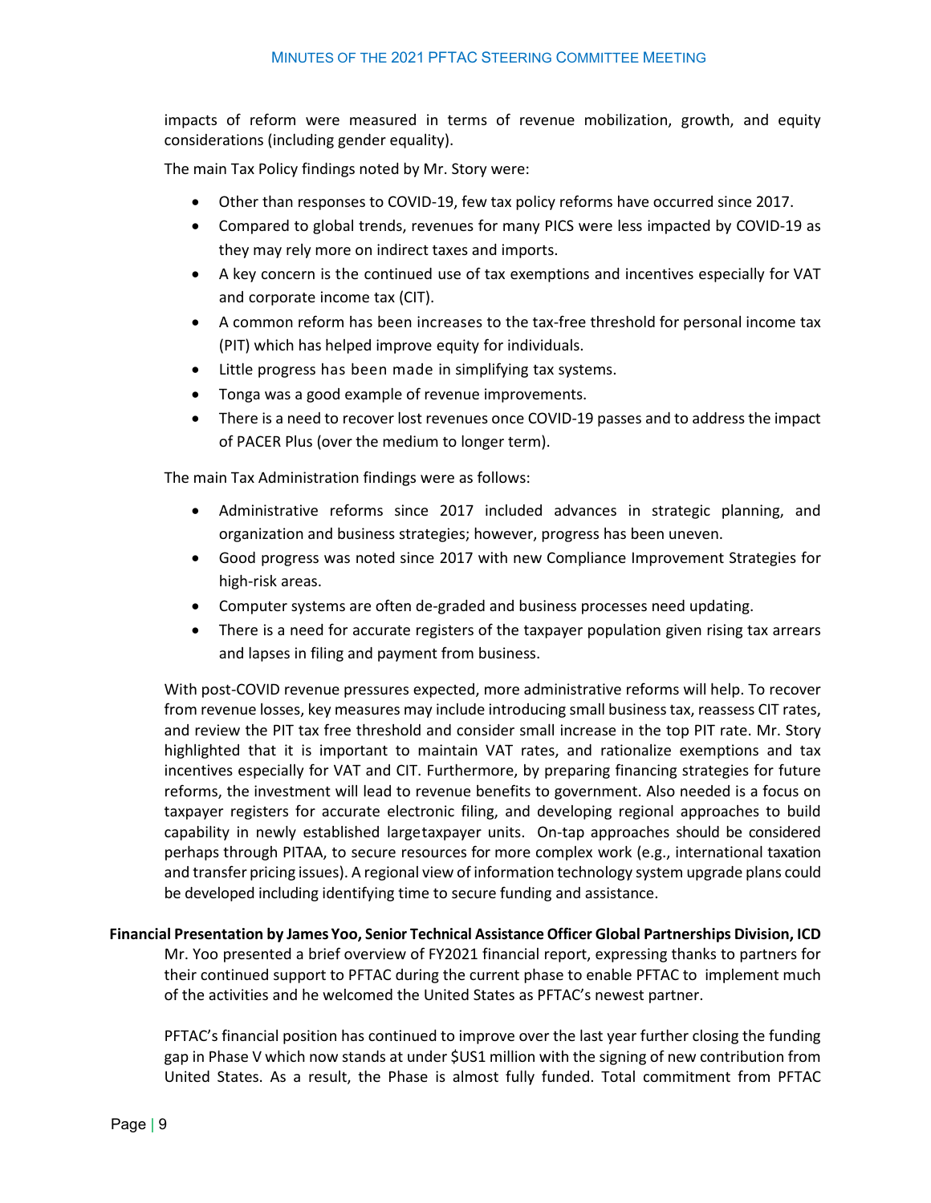impacts of reform were measured in terms of revenue mobilization, growth, and equity considerations (including gender equality).

The main Tax Policy findings noted by Mr. Story were:

- Other than responses to COVID-19, few tax policy reforms have occurred since 2017.
- Compared to global trends, revenues for many PICS were less impacted by COVID-19 as they may rely more on indirect taxes and imports.
- A key concern is the continued use of tax exemptions and incentives especially for VAT and corporate income tax (CIT).
- A common reform has been increases to the tax-free threshold for personal income tax (PIT) which has helped improve equity for individuals.
- Little progress has been made in simplifying tax systems.
- Tonga was a good example of revenue improvements.
- There is a need to recover lost revenues once COVID-19 passes and to address the impact of PACER Plus (over the medium to longer term).

The main Tax Administration findings were as follows:

- Administrative reforms since 2017 included advances in strategic planning, and organization and business strategies; however, progress has been uneven.
- Good progress was noted since 2017 with new Compliance Improvement Strategies for high-risk areas.
- Computer systems are often de-graded and business processes need updating.
- There is a need for accurate registers of the taxpayer population given rising tax arrears and lapses in filing and payment from business.

With post-COVID revenue pressures expected, more administrative reforms will help. To recover from revenue losses, key measures may include introducing small business tax, reassess CIT rates, and review the PIT tax free threshold and consider small increase in the top PIT rate. Mr. Story highlighted that it is important to maintain VAT rates, and rationalize exemptions and tax incentives especially for VAT and CIT. Furthermore, by preparing financing strategies for future reforms, the investment will lead to revenue benefits to government. Also needed is a focus on taxpayer registers for accurate electronic filing, and developing regional approaches to build capability in newly established largetaxpayer units. On-tap approaches should be considered perhaps through PITAA, to secure resources for more complex work (e.g., international taxation and transfer pricing issues). A regional view of information technology system upgrade plans could be developed including identifying time to secure funding and assistance.

**Financial Presentation by James Yoo, Senior Technical Assistance Officer Global Partnerships Division, ICD**

Mr. Yoo presented a brief overview of FY2021 financial report, expressing thanks to partners for their continued support to PFTAC during the current phase to enable PFTAC to implement much of the activities and he welcomed the United States as PFTAC's newest partner.

PFTAC's financial position has continued to improve over the last year further closing the funding gap in Phase V which now stands at under $US1 million with the signing of new contribution from United States. As a result, the Phase is almost fully funded. Total commitment from PFTAC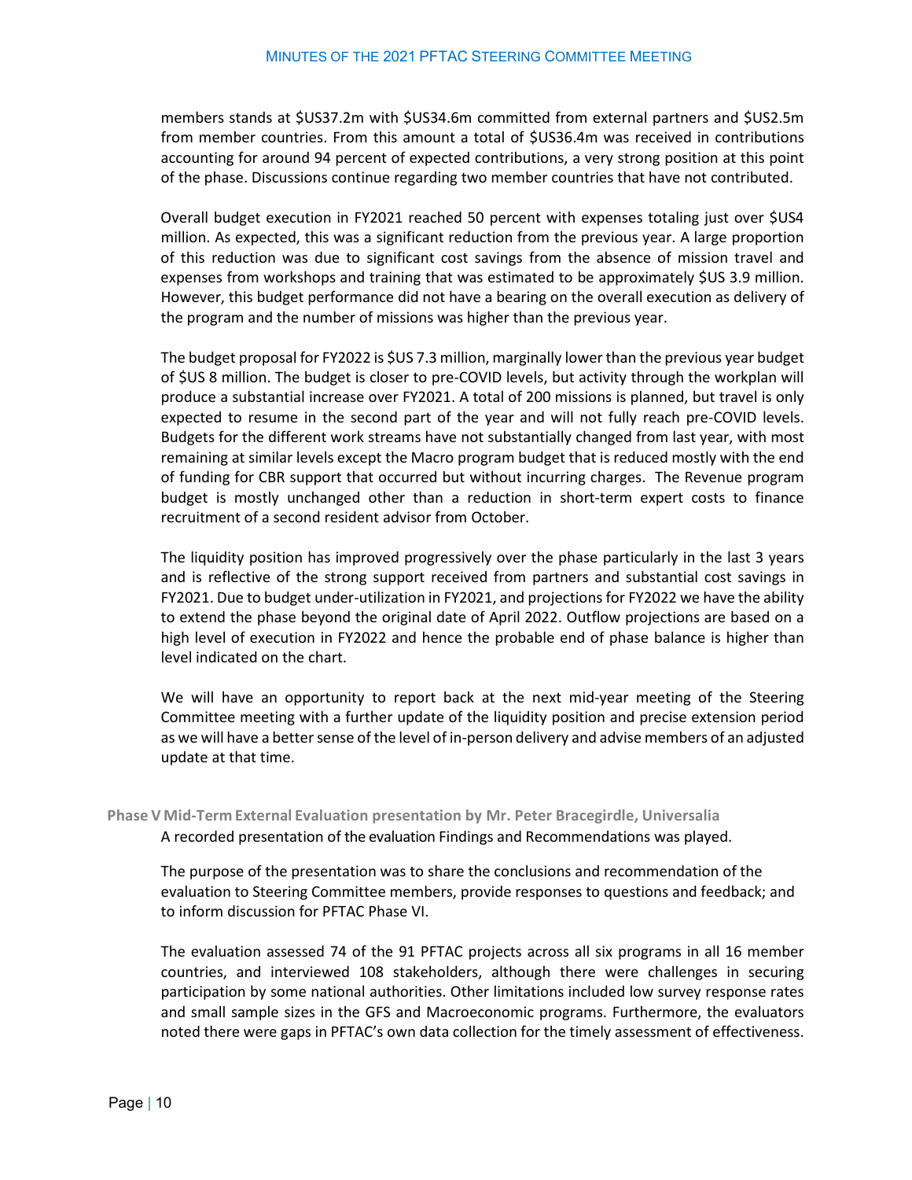members stands at $US37.2m with $US34.6m committed from external partners and $US2.5m from member countries. From this amount a total of $US36.4m was received in contributions accounting for around 94 percent of expected contributions, a very strong position at this point of the phase. Discussions continue regarding two member countries that have not contributed.

Overall budget execution in FY2021 reached 50 percent with expenses totaling just over $US4 million. As expected, this was a significant reduction from the previous year. A large proportion of this reduction was due to significant cost savings from the absence of mission travel and expenses from workshops and training that was estimated to be approximately $US 3.9 million. However, this budget performance did not have a bearing on the overall execution as delivery of the program and the number of missions was higher than the previous year.

The budget proposal for FY2022 is $US 7.3 million, marginally lower than the previous year budget of $US 8 million. The budget is closer to pre-COVID levels, but activity through the workplan will produce a substantial increase over FY2021. A total of 200 missions is planned, but travel is only expected to resume in the second part of the year and will not fully reach pre-COVID levels. Budgets for the different work streams have not substantially changed from last year, with most remaining at similar levels except the Macro program budget that is reduced mostly with the end of funding for CBR support that occurred but without incurring charges. The Revenue program budget is mostly unchanged other than a reduction in short-term expert costs to finance recruitment of a second resident advisor from October.

The liquidity position has improved progressively over the phase particularly in the last 3 years and is reflective of the strong support received from partners and substantial cost savings in FY2021. Due to budget under-utilization in FY2021, and projections for FY2022 we have the ability to extend the phase beyond the original date of April 2022. Outflow projections are based on a high level of execution in FY2022 and hence the probable end of phase balance is higher than level indicated on the chart.

We will have an opportunity to report back at the next mid-year meeting of the Steering Committee meeting with a further update of the liquidity position and precise extension period as we will have a better sense of the level of in-person delivery and advise members of an adjusted update at that time.

**Phase V Mid-Term External Evaluation presentation by Mr. Peter Bracegirdle, Universalia**

A recorded presentation of the evaluation Findings and Recommendations was played.

The purpose of the presentation was to share the conclusions and recommendation of the evaluation to Steering Committee members, provide responses to questions and feedback; and to inform discussion for PFTAC Phase VI.

The evaluation assessed 74 of the 91 PFTAC projects across all six programs in all 16 member countries, and interviewed 108 stakeholders, although there were challenges in securing participation by some national authorities. Other limitations included low survey response rates and small sample sizes in the GFS and Macroeconomic programs. Furthermore, the evaluators noted there were gaps in PFTAC's own data collection for the timely assessment of effectiveness.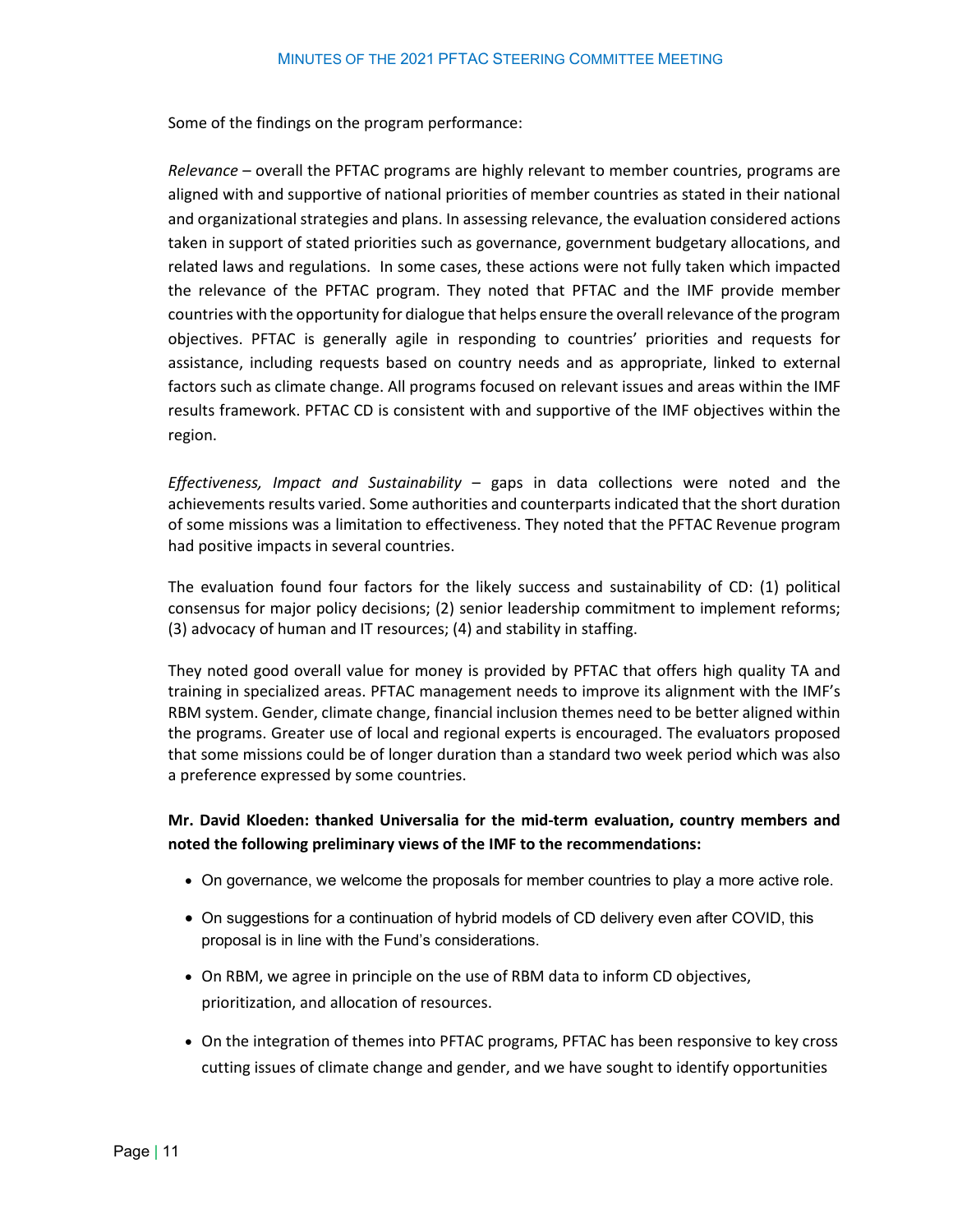Some of the findings on the program performance:

*Relevance* – overall the PFTAC programs are highly relevant to member countries, programs are aligned with and supportive of national priorities of member countries as stated in their national and organizational strategies and plans. In assessing relevance, the evaluation considered actions taken in support of stated priorities such as governance, government budgetary allocations, and related laws and regulations. In some cases, these actions were not fully taken which impacted the relevance of the PFTAC program. They noted that PFTAC and the IMF provide member countries with the opportunity for dialogue that helps ensure the overall relevance of the program objectives. PFTAC is generally agile in responding to countries' priorities and requests for assistance, including requests based on country needs and as appropriate, linked to external factors such as climate change. All programs focused on relevant issues and areas within the IMF results framework. PFTAC CD is consistent with and supportive of the IMF objectives within the region.

*Effectiveness, Impact and Sustainability* – gaps in data collections were noted and the achievements results varied. Some authorities and counterparts indicated that the short duration of some missions was a limitation to effectiveness. They noted that the PFTAC Revenue program had positive impacts in several countries.

The evaluation found four factors for the likely success and sustainability of CD: (1) political consensus for major policy decisions; (2) senior leadership commitment to implement reforms; (3) advocacy of human and IT resources; (4) and stability in staffing.

They noted good overall value for money is provided by PFTAC that offers high quality TA and training in specialized areas. PFTAC management needs to improve its alignment with the IMF's RBM system. Gender, climate change, financial inclusion themes need to be better aligned within the programs. Greater use of local and regional experts is encouraged. The evaluators proposed that some missions could be of longer duration than a standard two week period which was also a preference expressed by some countries.

**Mr. David Kloeden: thanked Universalia for the mid-term evaluation, country members and noted the following preliminary views of the IMF to the recommendations:**

- On governance, we welcome the proposals for member countries to play a more active role.
- On suggestions for a continuation of hybrid models of CD delivery even after COVID, this proposal is in line with the Fund's considerations.
- On RBM, we agree in principle on the use of RBM data to inform CD objectives, prioritization, and allocation of resources.
- On the integration of themes into PFTAC programs, PFTAC has been responsive to key cross cutting issues of climate change and gender, and we have sought to identify opportunities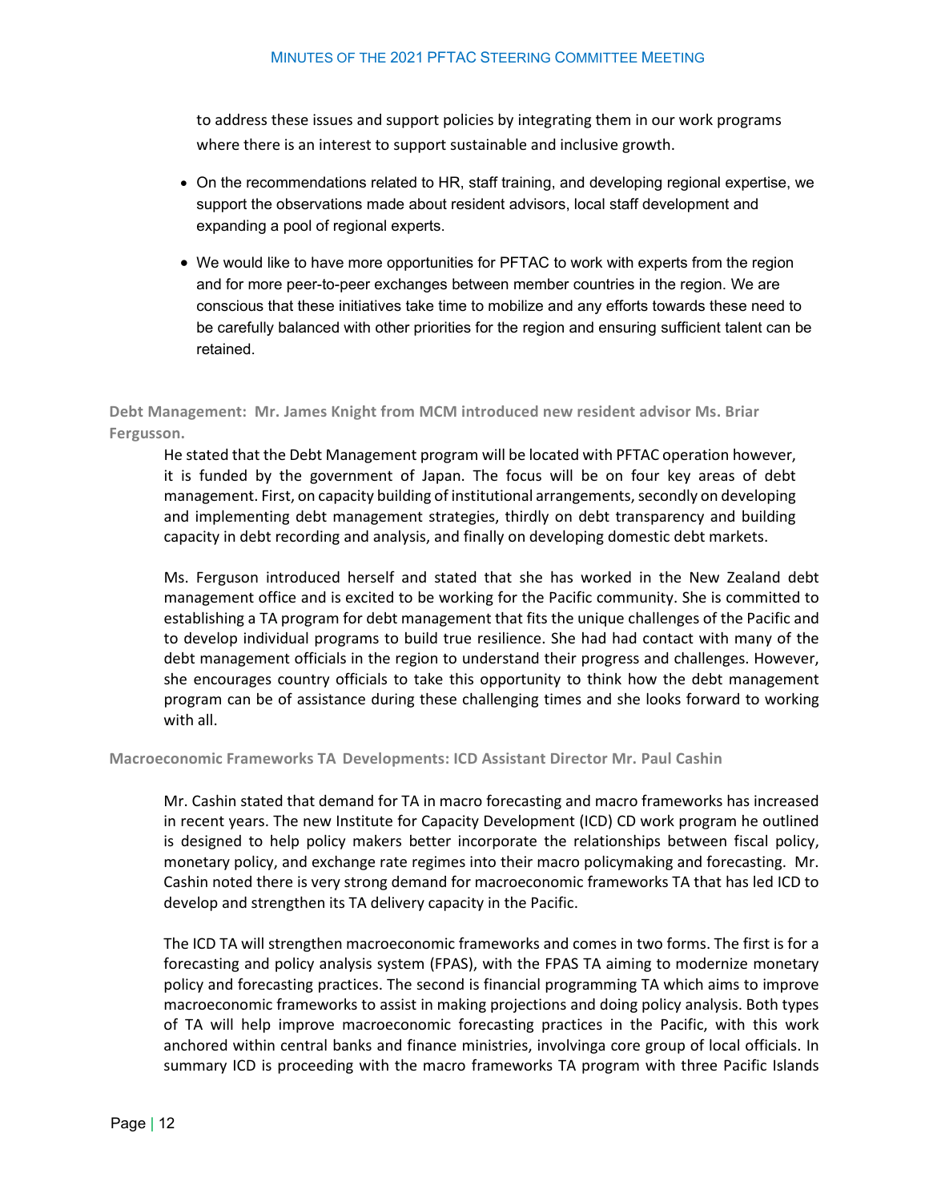to address these issues and support policies by integrating them in our work programs where there is an interest to support sustainable and inclusive growth.

- On the recommendations related to HR, staff training, and developing regional expertise, we support the observations made about resident advisors, local staff development and expanding a pool of regional experts.
- We would like to have more opportunities for PFTAC to work with experts from the region and for more peer-to-peer exchanges between member countries in the region. We are conscious that these initiatives take time to mobilize and any efforts towards these need to be carefully balanced with other priorities for the region and ensuring sufficient talent can be retained.

**Debt Management: Mr. James Knight from MCM introduced new resident advisor Ms. Briar Fergusson.**

He stated that the Debt Management program will be located with PFTAC operation however, it is funded by the government of Japan. The focus will be on four key areas of debt management. First, on capacity building of institutional arrangements, secondly on developing and implementing debt management strategies, thirdly on debt transparency and building capacity in debt recording and analysis, and finally on developing domestic debt markets.

Ms. Ferguson introduced herself and stated that she has worked in the New Zealand debt management office and is excited to be working for the Pacific community. She is committed to establishing a TA program for debt management that fits the unique challenges of the Pacific and to develop individual programs to build true resilience. She had had contact with many of the debt management officials in the region to understand their progress and challenges. However, she encourages country officials to take this opportunity to think how the debt management program can be of assistance during these challenging times and she looks forward to working with all.

**Macroeconomic Frameworks TA Developments: ICD Assistant Director Mr. Paul Cashin**

Mr. Cashin stated that demand for TA in macro forecasting and macro frameworks has increased in recent years. The new Institute for Capacity Development (ICD) CD work program he outlined is designed to help policy makers better incorporate the relationships between fiscal policy, monetary policy, and exchange rate regimes into their macro policymaking and forecasting. Mr. Cashin noted there is very strong demand for macroeconomic frameworks TA that has led ICD to develop and strengthen its TA delivery capacity in the Pacific.

The ICD TA will strengthen macroeconomic frameworks and comes in two forms. The first is for a forecasting and policy analysis system (FPAS), with the FPAS TA aiming to modernize monetary policy and forecasting practices. The second is financial programming TA which aims to improve macroeconomic frameworks to assist in making projections and doing policy analysis. Both types of TA will help improve macroeconomic forecasting practices in the Pacific, with this work anchored within central banks and finance ministries, involvinga core group of local officials. In summary ICD is proceeding with the macro frameworks TA program with three Pacific Islands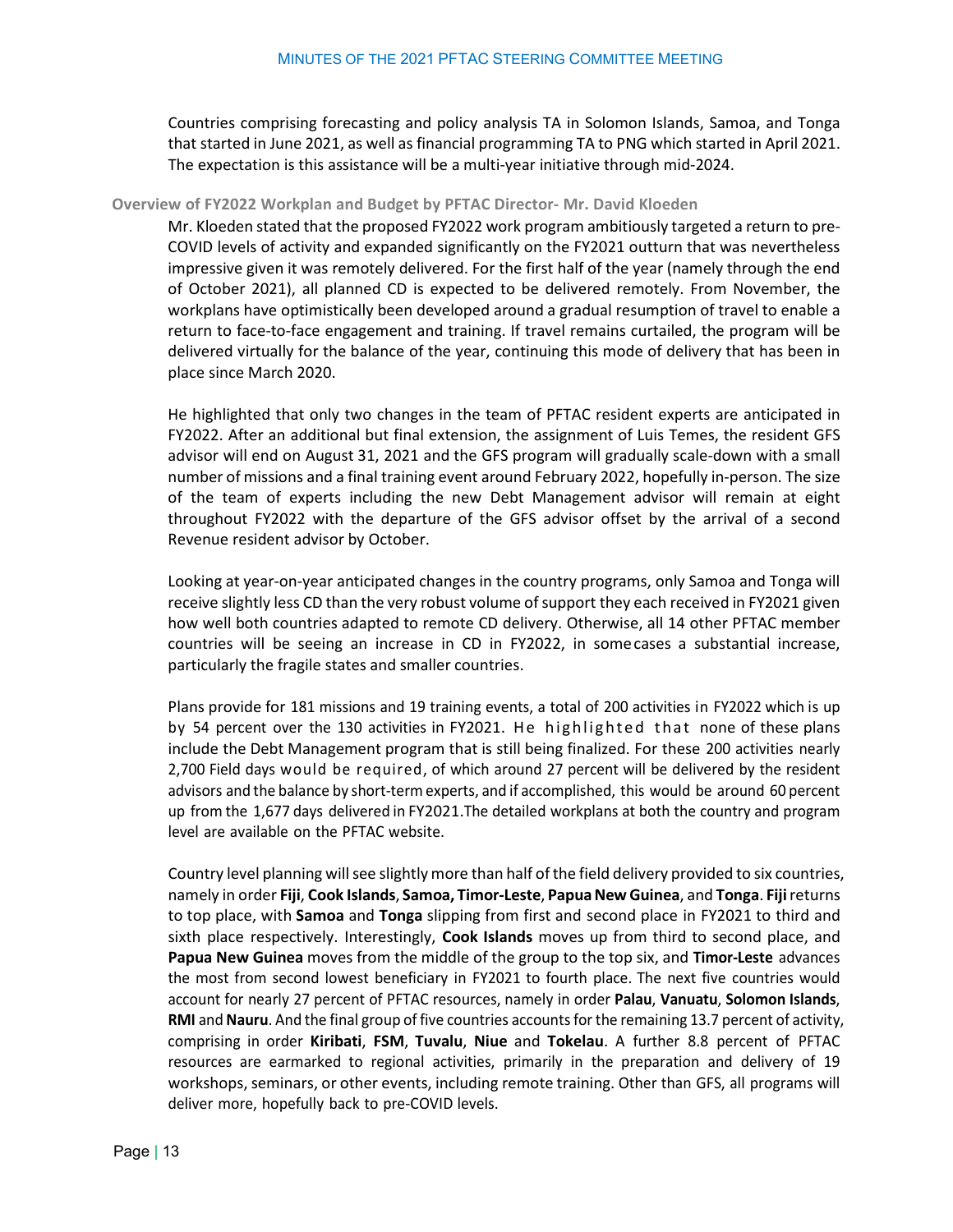Countries comprising forecasting and policy analysis TA in Solomon Islands, Samoa, and Tonga that started in June 2021, as well as financial programming TA to PNG which started in April 2021. The expectation is this assistance will be a multi-year initiative through mid-2024.

### Overview of FY2022 Workplan and Budget by PFTAC Director- Mr. David Kloeden

Mr. Kloeden stated that the proposed FY2022 work program ambitiously targeted a return to pre-COVID levels of activity and expanded significantly on the FY2021 outturn that was nevertheless impressive given it was remotely delivered. For the first half of the year (namely through the end of October 2021), all planned CD is expected to be delivered remotely. From November, the workplans have optimistically been developed around a gradual resumption of travel to enable a return to face-to-face engagement and training. If travel remains curtailed, the program will be delivered virtually for the balance of the year, continuing this mode of delivery that has been in place since March 2020.

He highlighted that only two changes in the team of PFTAC resident experts are anticipated in FY2022. After an additional but final extension, the assignment of Luis Temes, the resident GFS advisor will end on August 31, 2021 and the GFS program will gradually scale-down with a small number of missions and a final training event around February 2022, hopefully in-person. The size of the team of experts including the new Debt Management advisor will remain at eight throughout FY2022 with the departure of the GFS advisor offset by the arrival of a second Revenue resident advisor by October.

Looking at year-on-year anticipated changes in the country programs, only Samoa and Tonga will receive slightly less CD than the very robust volume of support they each received in FY2021 given how well both countries adapted to remote CD delivery. Otherwise, all 14 other PFTAC member countries will be seeing an increase in CD in FY2022, in some cases a substantial increase, particularly the fragile states and smaller countries.

Plans provide for 181 missions and 19 training events, a total of 200 activities in FY2022 which is up by 54 percent over the 130 activities in FY2021. He highlighted that none of these plans include the Debt Management program that is still being finalized. For these 200 activities nearly 2,700 Field days would be required, of which around 27 percent will be delivered by the resident advisors and the balance by short-term experts, and if accomplished, this would be around 60 percent up from the 1,677 days delivered in FY2021.The detailed workplans at both the country and program level are available on the PFTAC website.

Country level planning will see slightly more than half of the field delivery provided to six countries, namely in order **Fiji**, **Cook Islands**, **Samoa, Timor-Leste**, **Papua New Guinea**, and **Tonga**. **Fiji** returns to top place, with **Samoa** and **Tonga** slipping from first and second place in FY2021 to third and sixth place respectively. Interestingly, **Cook Islands** moves up from third to second place, and **Papua New Guinea** moves from the middle of the group to the top six, and **Timor-Leste** advances the most from second lowest beneficiary in FY2021 to fourth place. The next five countries would account for nearly 27 percent of PFTAC resources, namely in order **Palau**, **Vanuatu**, **Solomon Islands**, **RMI** and **Nauru**. And the final group of five countries accounts for the remaining 13.7 percent of activity, comprising in order **Kiribati**, **FSM**, **Tuvalu**, **Niue** and **Tokelau**. A further 8.8 percent of PFTAC resources are earmarked to regional activities, primarily in the preparation and delivery of 19 workshops, seminars, or other events, including remote training. Other than GFS, all programs will deliver more, hopefully back to pre-COVID levels.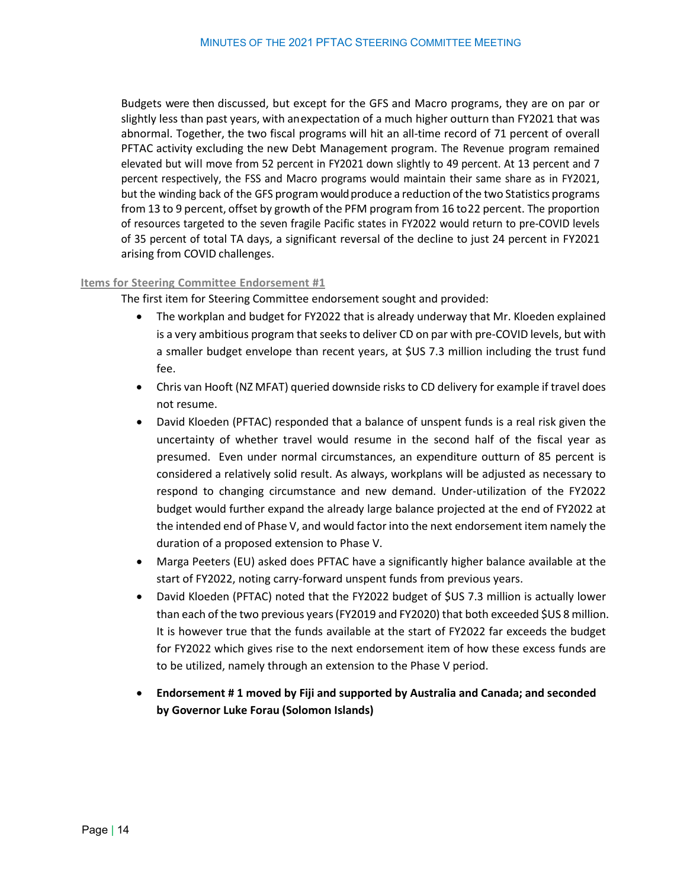Budgets were then discussed, but except for the GFS and Macro programs, they are on par or slightly less than past years, with an expectation of a much higher outturn than FY2021 that was abnormal. Together, the two fiscal programs will hit an all-time record of 71 percent of overall PFTAC activity excluding the new Debt Management program. The Revenue program remained elevated but will move from 52 percent in FY2021 down slightly to 49 percent. At 13 percent and 7 percent respectively, the FSS and Macro programs would maintain their same share as in FY2021, but the winding back of the GFS program would produce a reduction of the two Statistics programs from 13 to 9 percent, offset by growth of the PFM program from 16 to 22 percent. The proportion of resources targeted to the seven fragile Pacific states in FY2022 would return to pre-COVID levels of 35 percent of total TA days, a significant reversal of the decline to just 24 percent in FY2021 arising from COVID challenges.

### Items for Steering Committee Endorsement #1

The first item for Steering Committee endorsement sought and provided:

- The workplan and budget for FY2022 that is already underway that Mr. Kloeden explained is a very ambitious program that seeks to deliver CD on par with pre-COVID levels, but with a smaller budget envelope than recent years, at $US 7.3 million including the trust fund fee.
- Chris van Hooft (NZ MFAT) queried downside risks to CD delivery for example if travel does not resume.
- David Kloeden (PFTAC) responded that a balance of unspent funds is a real risk given the uncertainty of whether travel would resume in the second half of the fiscal year as presumed. Even under normal circumstances, an expenditure outturn of 85 percent is considered a relatively solid result. As always, workplans will be adjusted as necessary to respond to changing circumstance and new demand. Under-utilization of the FY2022 budget would further expand the already large balance projected at the end of FY2022 at the intended end of Phase V, and would factor into the next endorsement item namely the duration of a proposed extension to Phase V.
- Marga Peeters (EU) asked does PFTAC have a significantly higher balance available at the start of FY2022, noting carry-forward unspent funds from previous years.
- David Kloeden (PFTAC) noted that the FY2022 budget of $US 7.3 million is actually lower than each of the two previous years (FY2019 and FY2020) that both exceeded $US 8 million. It is however true that the funds available at the start of FY2022 far exceeds the budget for FY2022 which gives rise to the next endorsement item of how these excess funds are to be utilized, namely through an extension to the Phase V period.
- **Endorsement # 1 moved by Fiji and supported by Australia and Canada; and seconded by Governor Luke Forau (Solomon Islands)**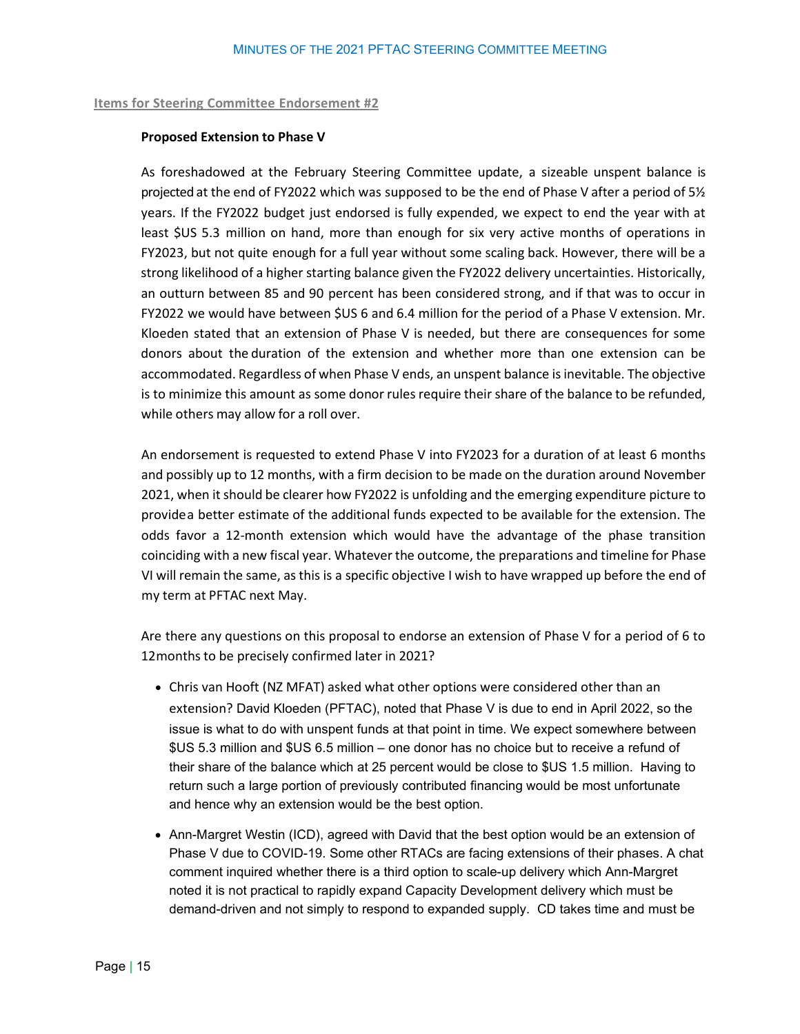## Items for Steering Committee Endorsement #2

**Proposed Extension to Phase V**

As foreshadowed at the February Steering Committee update, a sizeable unspent balance is projected at the end of FY2022 which was supposed to be the end of Phase V after a period of 5½ years. If the FY2022 budget just endorsed is fully expended, we expect to end the year with at least $US 5.3 million on hand, more than enough for six very active months of operations in FY2023, but not quite enough for a full year without some scaling back. However, there will be a strong likelihood of a higher starting balance given the FY2022 delivery uncertainties. Historically, an outturn between 85 and 90 percent has been considered strong, and if that was to occur in FY2022 we would have between $US 6 and 6.4 million for the period of a Phase V extension. Mr. Kloeden stated that an extension of Phase V is needed, but there are consequences for some donors about the duration of the extension and whether more than one extension can be accommodated. Regardless of when Phase V ends, an unspent balance is inevitable. The objective is to minimize this amount as some donor rules require their share of the balance to be refunded, while others may allow for a roll over.

An endorsement is requested to extend Phase V into FY2023 for a duration of at least 6 months and possibly up to 12 months, with a firm decision to be made on the duration around November 2021, when it should be clearer how FY2022 is unfolding and the emerging expenditure picture to provide a better estimate of the additional funds expected to be available for the extension. The odds favor a 12-month extension which would have the advantage of the phase transition coinciding with a new fiscal year. Whatever the outcome, the preparations and timeline for Phase VI will remain the same, as this is a specific objective I wish to have wrapped up before the end of my term at PFTAC next May.

Are there any questions on this proposal to endorse an extension of Phase V for a period of 6 to 12 months to be precisely confirmed later in 2021?

- Chris van Hooft (NZ MFAT) asked what other options were considered other than an extension? David Kloeden (PFTAC), noted that Phase V is due to end in April 2022, so the issue is what to do with unspent funds at that point in time. We expect somewhere between $US 5.3 million and $US 6.5 million – one donor has no choice but to receive a refund of their share of the balance which at 25 percent would be close to $US 1.5 million. Having to return such a large portion of previously contributed financing would be most unfortunate and hence why an extension would be the best option.
- Ann-Margret Westin (ICD), agreed with David that the best option would be an extension of Phase V due to COVID-19. Some other RTACs are facing extensions of their phases. A chat comment inquired whether there is a third option to scale-up delivery which Ann-Margret noted it is not practical to rapidly expand Capacity Development delivery which must be demand-driven and not simply to respond to expanded supply. CD takes time and must be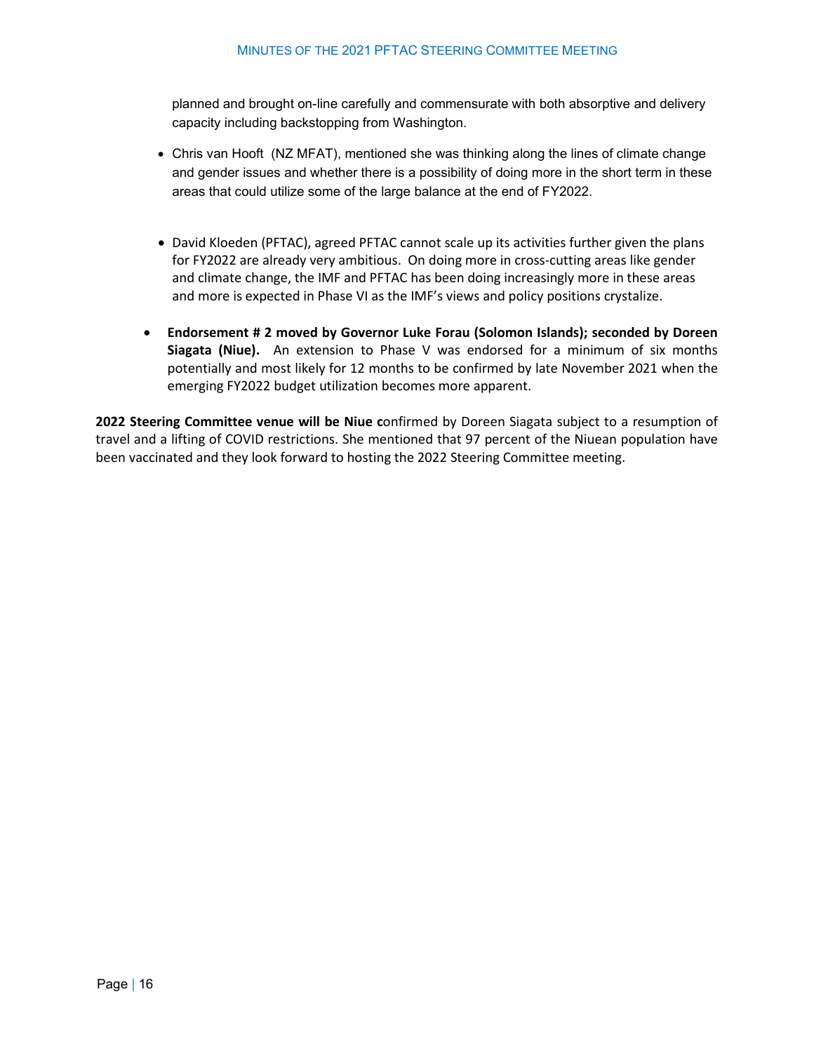planned and brought on-line carefully and commensurate with both absorptive and delivery capacity including backstopping from Washington.

- Chris van Hooft (NZ MFAT), mentioned she was thinking along the lines of climate change and gender issues and whether there is a possibility of doing more in the short term in these areas that could utilize some of the large balance at the end of FY2022.

- David Kloeden (PFTAC), agreed PFTAC cannot scale up its activities further given the plans for FY2022 are already very ambitious. On doing more in cross-cutting areas like gender and climate change, the IMF and PFTAC has been doing increasingly more in these areas and more is expected in Phase VI as the IMF's views and policy positions crystalize.

- **Endorsement # 2 moved by Governor Luke Forau (Solomon Islands); seconded by Doreen Siagata (Niue).** An extension to Phase V was endorsed for a minimum of six months potentially and most likely for 12 months to be confirmed by late November 2021 when the emerging FY2022 budget utilization becomes more apparent.

**2022 Steering Committee venue will be Niue c**onfirmed by Doreen Siagata subject to a resumption of travel and a lifting of COVID restrictions. She mentioned that 97 percent of the Niuean population have been vaccinated and they look forward to hosting the 2022 Steering Committee meeting.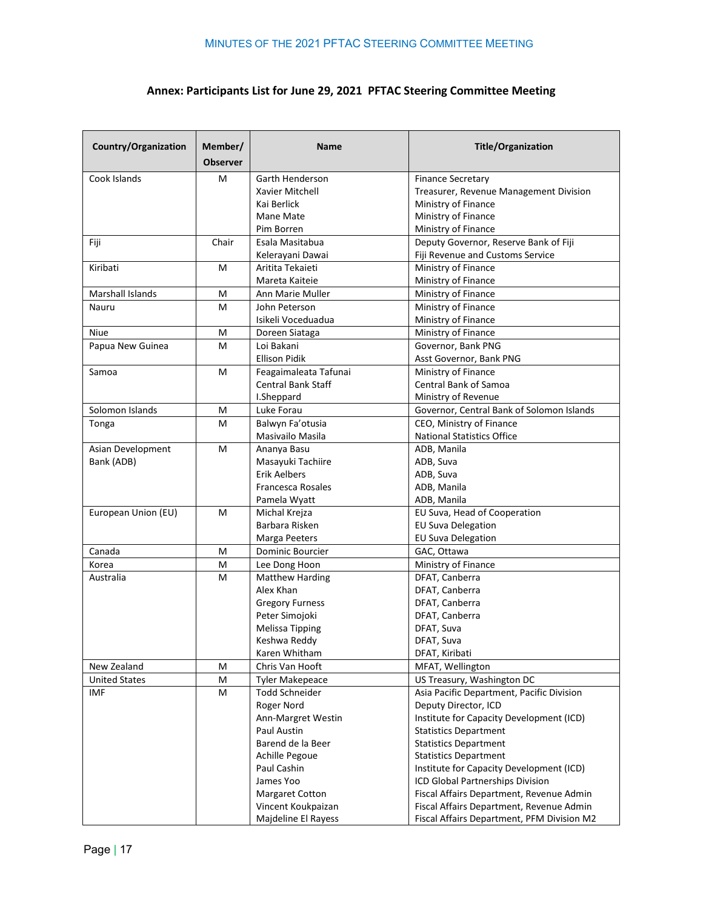**Annex: Participants List for June 29, 2021 PFTAC Steering Committee Meeting**

| Country/Organization | Member/ Observer | Name | Title/Organization |
|---|---|---|---|
| Cook Islands | M | Garth Henderson<br>Xavier Mitchell<br>Kai Berlick<br>Mane Mate<br>Pim Borren | Finance Secretary<br>Treasurer, Revenue Management Division<br>Ministry of Finance<br>Ministry of Finance<br>Ministry of Finance |
| Fiji | Chair | Esala Masitabua<br>Kelerayani Dawai | Deputy Governor, Reserve Bank of Fiji<br>Fiji Revenue and Customs Service |
| Kiribati | M | Aritita Tekaieti<br>Mareta Kaiteie | Ministry of Finance<br>Ministry of Finance |
| Marshall Islands | M | Ann Marie Muller | Ministry of Finance |
| Nauru | M | John Peterson<br>Isikeli Voceduadua | Ministry of Finance<br>Ministry of Finance |
| Niue | M | Doreen Siataga | Ministry of Finance |
| Papua New Guinea | M | Loi Bakani<br>Ellison Pidik | Governor, Bank PNG<br>Asst Governor, Bank PNG |
| Samoa | M | Feagaimaleata Tafunai<br>Central Bank Staff<br>I.Sheppard | Ministry of Finance<br>Central Bank of Samoa<br>Ministry of Revenue |
| Solomon Islands | M | Luke Forau | Governor, Central Bank of Solomon Islands |
| Tonga | M | Balwyn Fa'otusia<br>Masivailo Masila | CEO, Ministry of Finance<br>National Statistics Office |
| Asian Development Bank (ADB) | M | Ananya Basu<br>Masayuki Tachiire<br>Erik Aelbers<br>Francesca Rosales<br>Pamela Wyatt | ADB, Manila<br>ADB, Suva<br>ADB, Suva<br>ADB, Manila<br>ADB, Manila |
| European Union (EU) | M | Michal Krejza<br>Barbara Risken<br>Marga Peeters | EU Suva, Head of Cooperation<br>EU Suva Delegation<br>EU Suva Delegation |
| Canada | M | Dominic Bourcier | GAC, Ottawa |
| Korea | M | Lee Dong Hoon | Ministry of Finance |
| Australia | M | Matthew Harding<br>Alex Khan<br>Gregory Furness<br>Peter Simojoki<br>Melissa Tipping<br>Keshwa Reddy<br>Karen Whitham | DFAT, Canberra<br>DFAT, Canberra<br>DFAT, Canberra<br>DFAT, Canberra<br>DFAT, Suva<br>DFAT, Suva<br>DFAT, Kiribati |
| New Zealand | M | Chris Van Hooft | MFAT, Wellington |
| United States | M | Tyler Makepeace | US Treasury, Washington DC |
| IMF | M | Todd Schneider<br>Roger Nord<br>Ann-Margret Westin<br>Paul Austin<br>Barend de la Beer<br>Achille Pegoue<br>Paul Cashin<br>James Yoo<br>Margaret Cotton<br>Vincent Koukpaizan<br>Majdeline El Rayess | Asia Pacific Department, Pacific Division<br>Deputy Director, ICD<br>Institute for Capacity Development (ICD)<br>Statistics Department<br>Statistics Department<br>Statistics Department<br>Institute for Capacity Development (ICD)<br>ICD Global Partnerships Division<br>Fiscal Affairs Department, Revenue Admin<br>Fiscal Affairs Department, Revenue Admin<br>Fiscal Affairs Department, PFM Division M2 |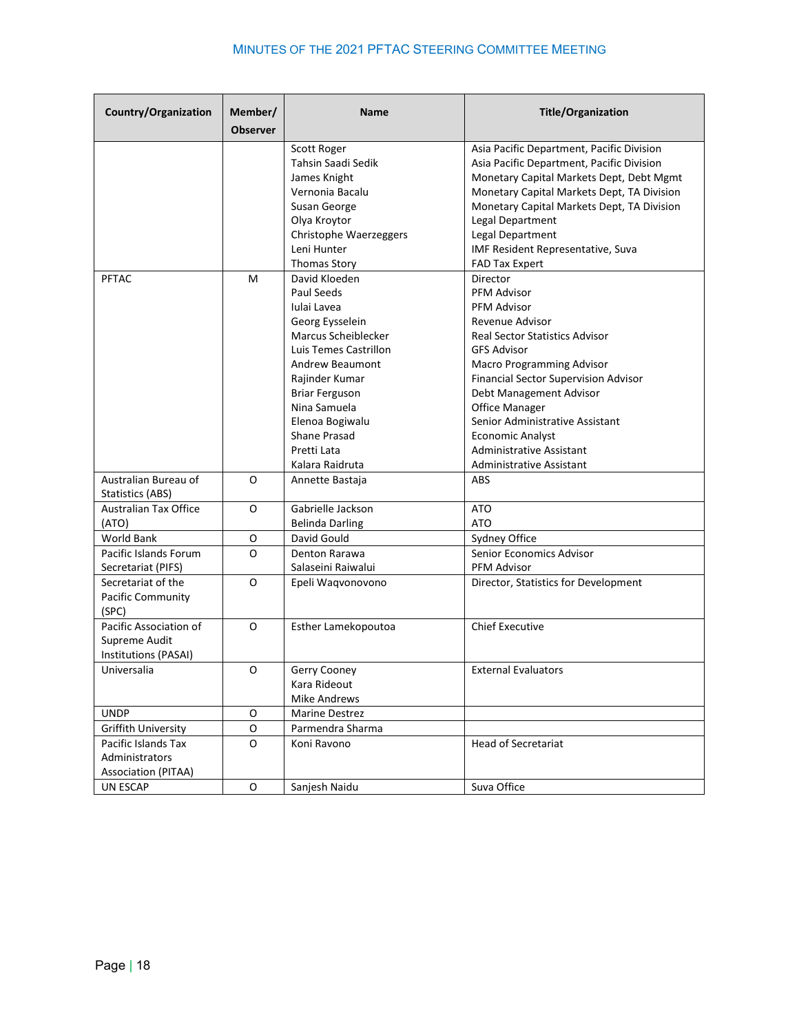| Country/Organization | Member/ Observer | Name | Title/Organization |
|---|---|---|---|
| | | Scott Roger<br>Tahsin Saadi Sedik<br>James Knight<br>Vernonia Bacalu<br>Susan George<br>Olya Kroytor<br>Christophe Waerzeggers<br>Leni Hunter<br>Thomas Story | Asia Pacific Department, Pacific Division<br>Asia Pacific Department, Pacific Division<br>Monetary Capital Markets Dept, Debt Mgmt<br>Monetary Capital Markets Dept, TA Division<br>Monetary Capital Markets Dept, TA Division<br>Legal Department<br>Legal Department<br>IMF Resident Representative, Suva<br>FAD Tax Expert |
| PFTAC | M | David Kloeden<br>Paul Seeds<br>Iulai Lavea<br>Georg Eysselein<br>Marcus Scheiblecker<br>Luis Temes Castrillon<br>Andrew Beaumont<br>Rajinder Kumar<br>Briar Ferguson<br>Nina Samuela<br>Elenoa Bogiwalu<br>Shane Prasad<br>Pretti Lata<br>Kalara Raidruta | Director<br>PFM Advisor<br>PFM Advisor<br>Revenue Advisor<br>Real Sector Statistics Advisor<br>GFS Advisor<br>Macro Programming Advisor<br>Financial Sector Supervision Advisor<br>Debt Management Advisor<br>Office Manager<br>Senior Administrative Assistant<br>Economic Analyst<br>Administrative Assistant<br>Administrative Assistant |
| Australian Bureau of Statistics (ABS) | O | Annette Bastaja | ABS |
| Australian Tax Office (ATO) | O | Gabrielle Jackson<br>Belinda Darling | ATO<br>ATO |
| World Bank | O | David Gould | Sydney Office |
| Pacific Islands Forum Secretariat (PIFS) | O | Denton Rarawa<br>Salaseini Raiwalui | Senior Economics Advisor<br>PFM Advisor |
| Secretariat of the Pacific Community (SPC) | O | Epeli Waqvonovono | Director, Statistics for Development |
| Pacific Association of Supreme Audit Institutions (PASAI) | O | Esther Lamekopoutoa | Chief Executive |
| Universalia | O | Gerry Cooney<br>Kara Rideout<br>Mike Andrews | External Evaluators |
| UNDP | O | Marine Destrez | |
| Griffith University | O | Parmendra Sharma | |
| Pacific Islands Tax Administrators Association (PITAA) | O | Koni Ravono | Head of Secretariat |
| UN ESCAP | O | Sanjesh Naidu | Suva Office |